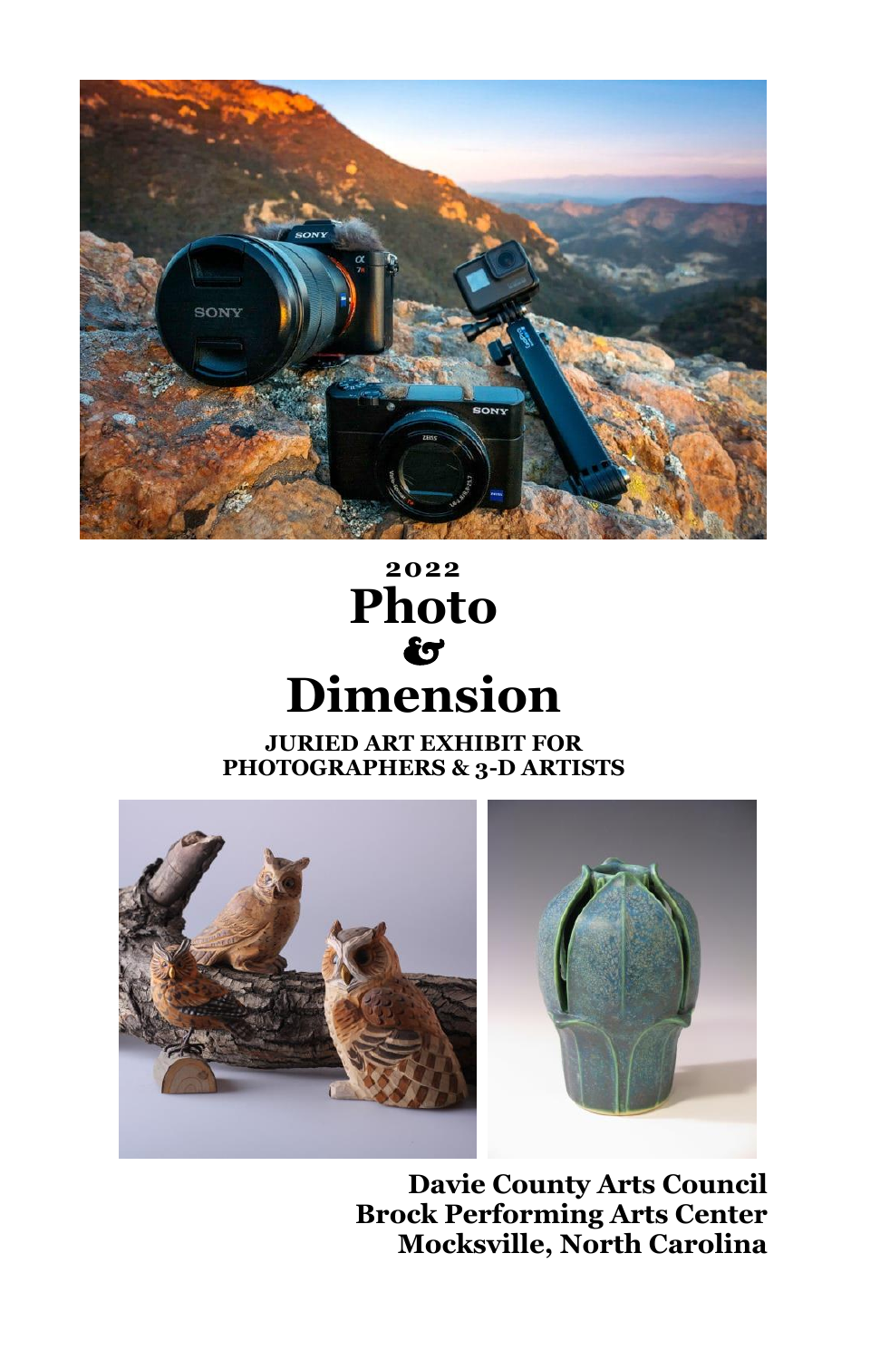# 2022 Photo & Dimension

**JURIED ART EXHIBIT FOR PHOTOGRAPHERS & 3-D ARTISTS**

**Davie County Arts Council**
**Brock Performing Arts Center**
**Mocksville, North Carolina**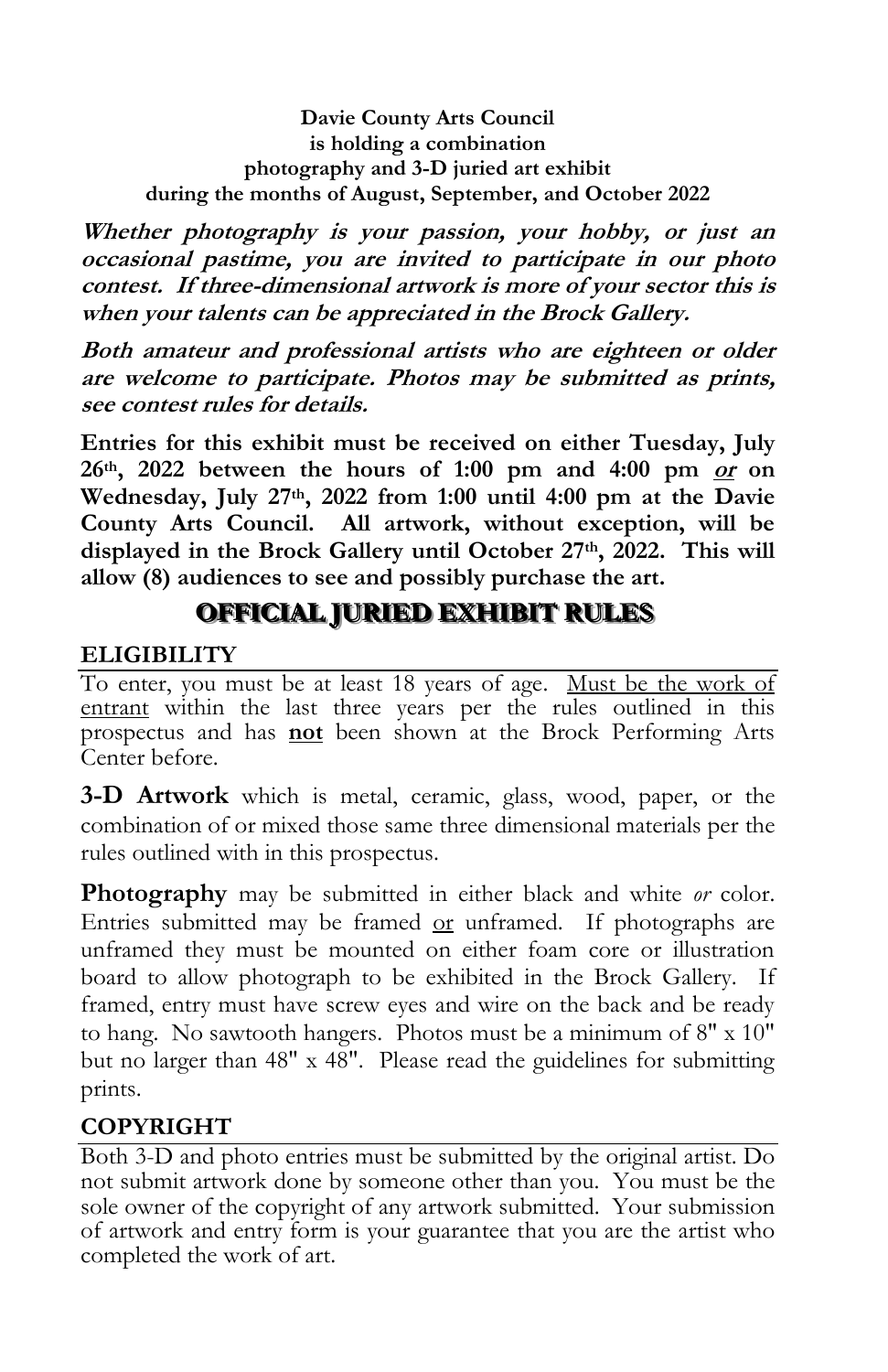**Davie County Arts Council**
**is holding a combination**
**photography and 3-D juried art exhibit**
**during the months of August, September, and October 2022**

***Whether photography is your passion, your hobby, or just an occasional pastime, you are invited to participate in our photo contest. If three-dimensional artwork is more of your sector this is when your talents can be appreciated in the Brock Gallery.***

***Both amateur and professional artists who are eighteen or older are welcome to participate. Photos may be submitted as prints, see contest rules for details.***

**Entries for this exhibit must be received on either Tuesday, July 26th, 2022 between the hours of 1:00 pm and 4:00 pm *or* on Wednesday, July 27th, 2022 from 1:00 until 4:00 pm at the Davie County Arts Council. All artwork, without exception, will be displayed in the Brock Gallery until October 27th, 2022. This will allow (8) audiences to see and possibly purchase the art.**

# OFFICIAL JURIED EXHIBIT RULES

## ELIGIBILITY

To enter, you must be at least 18 years of age. Must be the work of entrant within the last three years per the rules outlined in this prospectus and has **not** been shown at the Brock Performing Arts Center before.

**3-D Artwork** which is metal, ceramic, glass, wood, paper, or the combination of or mixed those same three dimensional materials per the rules outlined with in this prospectus.

**Photography** may be submitted in either black and white *or* color. Entries submitted may be framed or unframed. If photographs are unframed they must be mounted on either foam core or illustration board to allow photograph to be exhibited in the Brock Gallery. If framed, entry must have screw eyes and wire on the back and be ready to hang. No sawtooth hangers. Photos must be a minimum of 8" x 10" but no larger than 48" x 48". Please read the guidelines for submitting prints.

## COPYRIGHT

Both 3-D and photo entries must be submitted by the original artist. Do not submit artwork done by someone other than you. You must be the sole owner of the copyright of any artwork submitted. Your submission of artwork and entry form is your guarantee that you are the artist who completed the work of art.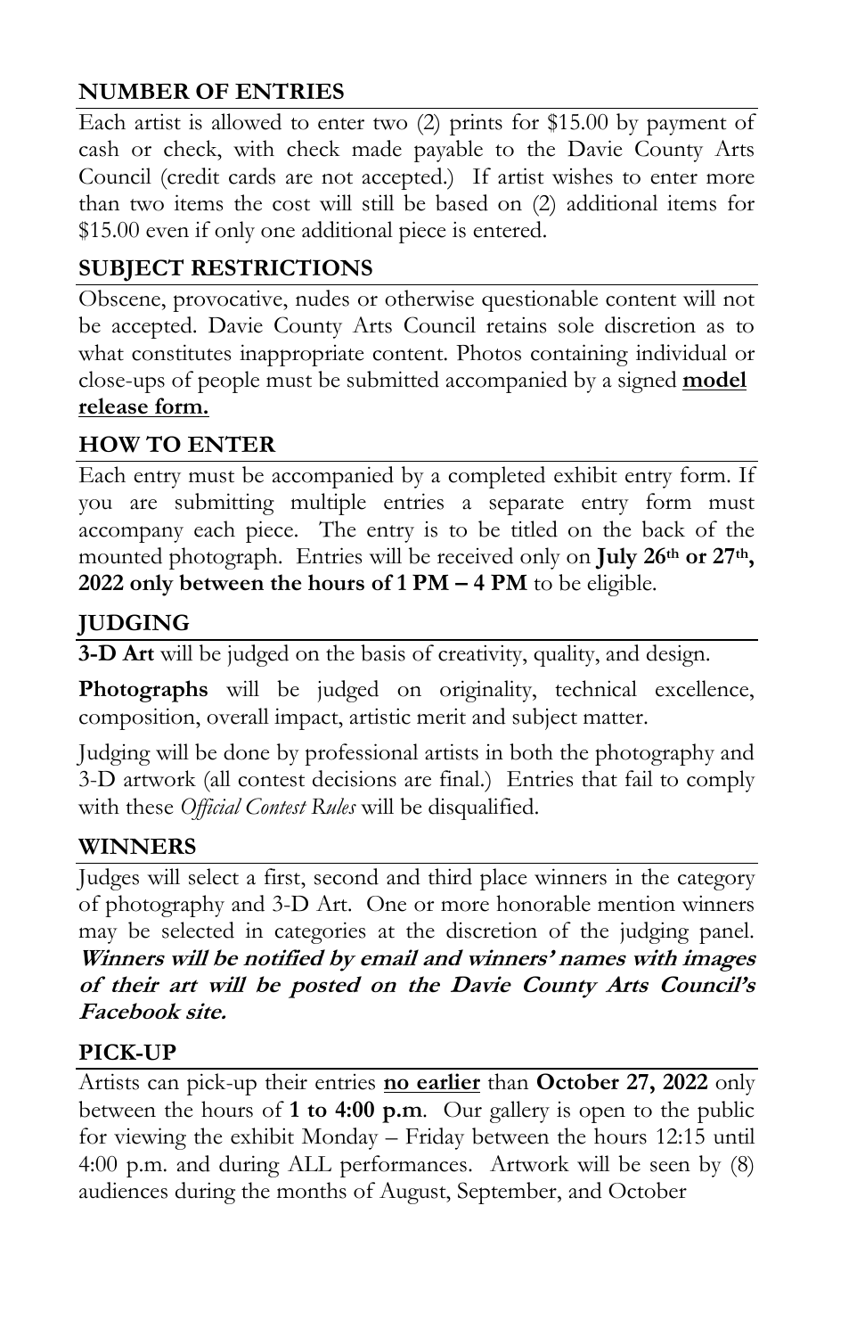## NUMBER OF ENTRIES

Each artist is allowed to enter two (2) prints for $15.00 by payment of cash or check, with check made payable to the Davie County Arts Council (credit cards are not accepted.) If artist wishes to enter more than two items the cost will still be based on (2) additional items for $15.00 even if only one additional piece is entered.

## SUBJECT RESTRICTIONS

Obscene, provocative, nudes or otherwise questionable content will not be accepted. Davie County Arts Council retains sole discretion as to what constitutes inappropriate content. Photos containing individual or close-ups of people must be submitted accompanied by a signed **model release form.**

## HOW TO ENTER

Each entry must be accompanied by a completed exhibit entry form. If you are submitting multiple entries a separate entry form must accompany each piece. The entry is to be titled on the back of the mounted photograph. Entries will be received only on **July 26th or 27th, 2022 only between the hours of 1 PM – 4 PM** to be eligible.

## JUDGING

**3-D Art** will be judged on the basis of creativity, quality, and design.

**Photographs** will be judged on originality, technical excellence, composition, overall impact, artistic merit and subject matter.

Judging will be done by professional artists in both the photography and 3-D artwork (all contest decisions are final.) Entries that fail to comply with these *Official Contest Rules* will be disqualified.

## WINNERS

Judges will select a first, second and third place winners in the category of photography and 3-D Art. One or more honorable mention winners may be selected in categories at the discretion of the judging panel. ***Winners will be notified by email and winners' names with images of their art will be posted on the Davie County Arts Council's Facebook site.***

## PICK-UP

Artists can pick-up their entries **no earlier** than **October 27, 2022** only between the hours of **1 to 4:00 p.m**. Our gallery is open to the public for viewing the exhibit Monday – Friday between the hours 12:15 until 4:00 p.m. and during ALL performances. Artwork will be seen by (8) audiences during the months of August, September, and October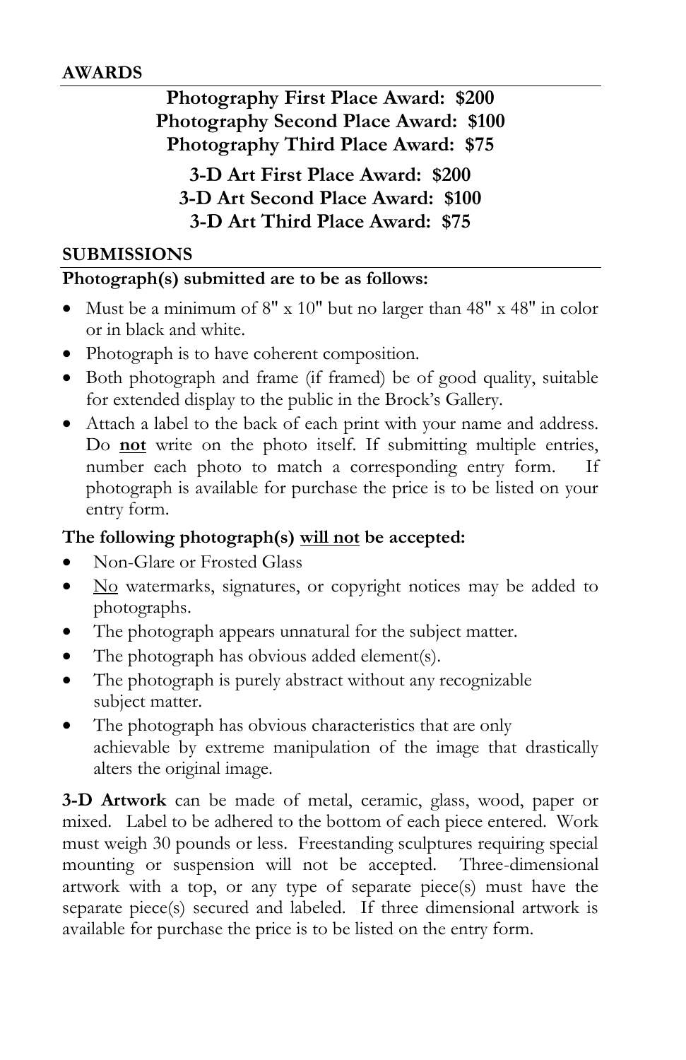## AWARDS

**Photography First Place Award: $200**
**Photography Second Place Award: $100**
**Photography Third Place Award: $75**

**3-D Art First Place Award: $200**
**3-D Art Second Place Award: $100**
**3-D Art Third Place Award: $75**

## SUBMISSIONS

**Photograph(s) submitted are to be as follows:**

- Must be a minimum of 8" x 10" but no larger than 48" x 48" in color or in black and white.
- Photograph is to have coherent composition.
- Both photograph and frame (if framed) be of good quality, suitable for extended display to the public in the Brock's Gallery.
- Attach a label to the back of each print with your name and address. Do <u>**not**</u> write on the photo itself. If submitting multiple entries, number each photo to match a corresponding entry form. If photograph is available for purchase the price is to be listed on your entry form.

**The following photograph(s) <u>will not</u> be accepted:**

- Non-Glare or Frosted Glass
- <u>No</u> watermarks, signatures, or copyright notices may be added to photographs.
- The photograph appears unnatural for the subject matter.
- The photograph has obvious added element(s).
- The photograph is purely abstract without any recognizable subject matter.
- The photograph has obvious characteristics that are only achievable by extreme manipulation of the image that drastically alters the original image.

**3-D Artwork** can be made of metal, ceramic, glass, wood, paper or mixed. Label to be adhered to the bottom of each piece entered. Work must weigh 30 pounds or less. Freestanding sculptures requiring special mounting or suspension will not be accepted. Three-dimensional artwork with a top, or any type of separate piece(s) must have the separate piece(s) secured and labeled. If three dimensional artwork is available for purchase the price is to be listed on the entry form.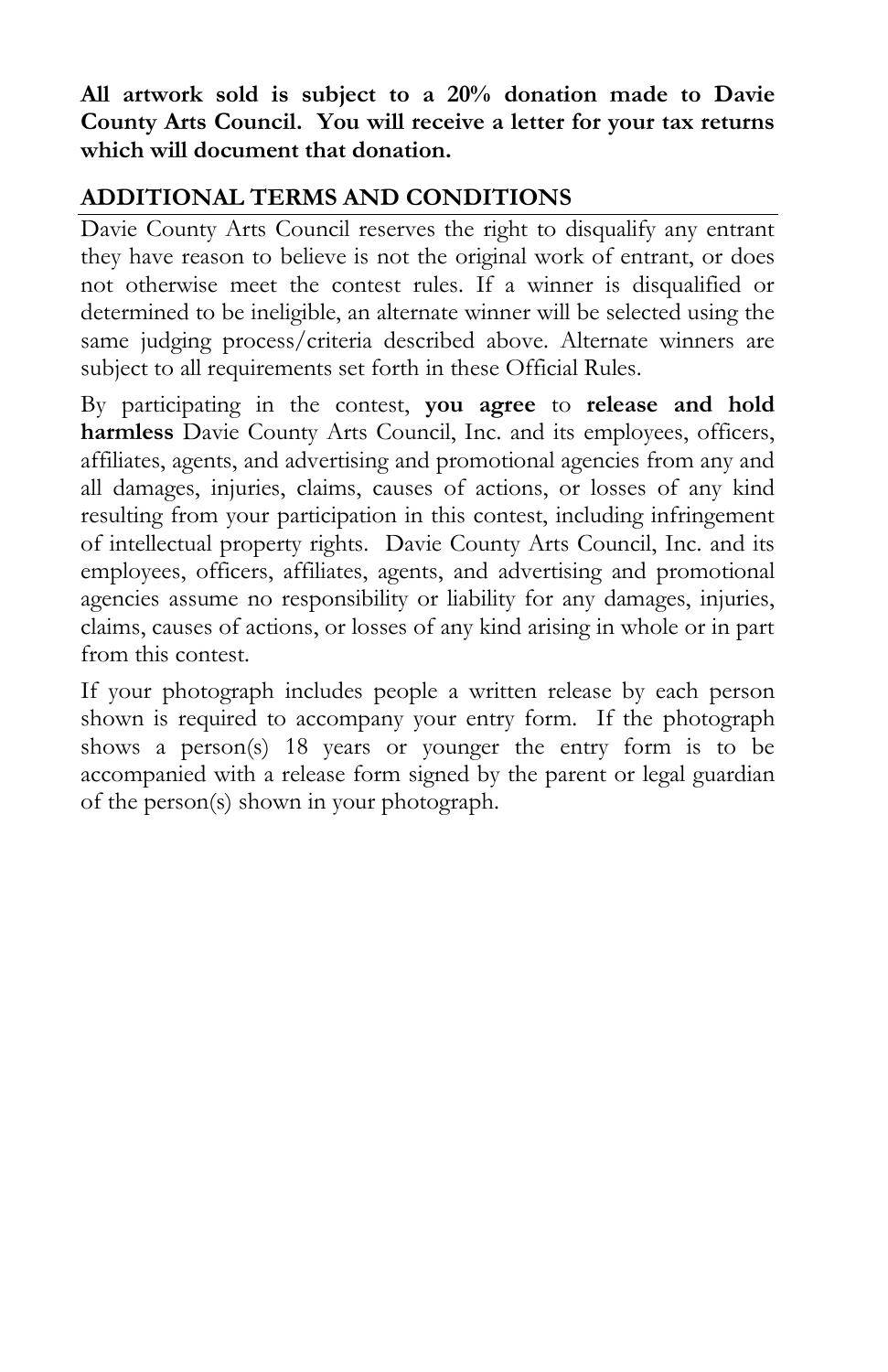**All artwork sold is subject to a 20% donation made to Davie County Arts Council. You will receive a letter for your tax returns which will document that donation.**

## ADDITIONAL TERMS AND CONDITIONS

Davie County Arts Council reserves the right to disqualify any entrant they have reason to believe is not the original work of entrant, or does not otherwise meet the contest rules. If a winner is disqualified or determined to be ineligible, an alternate winner will be selected using the same judging process/criteria described above. Alternate winners are subject to all requirements set forth in these Official Rules.

By participating in the contest, **you agree** to **release and hold harmless** Davie County Arts Council, Inc. and its employees, officers, affiliates, agents, and advertising and promotional agencies from any and all damages, injuries, claims, causes of actions, or losses of any kind resulting from your participation in this contest, including infringement of intellectual property rights. Davie County Arts Council, Inc. and its employees, officers, affiliates, agents, and advertising and promotional agencies assume no responsibility or liability for any damages, injuries, claims, causes of actions, or losses of any kind arising in whole or in part from this contest.

If your photograph includes people a written release by each person shown is required to accompany your entry form. If the photograph shows a person(s) 18 years or younger the entry form is to be accompanied with a release form signed by the parent or legal guardian of the person(s) shown in your photograph.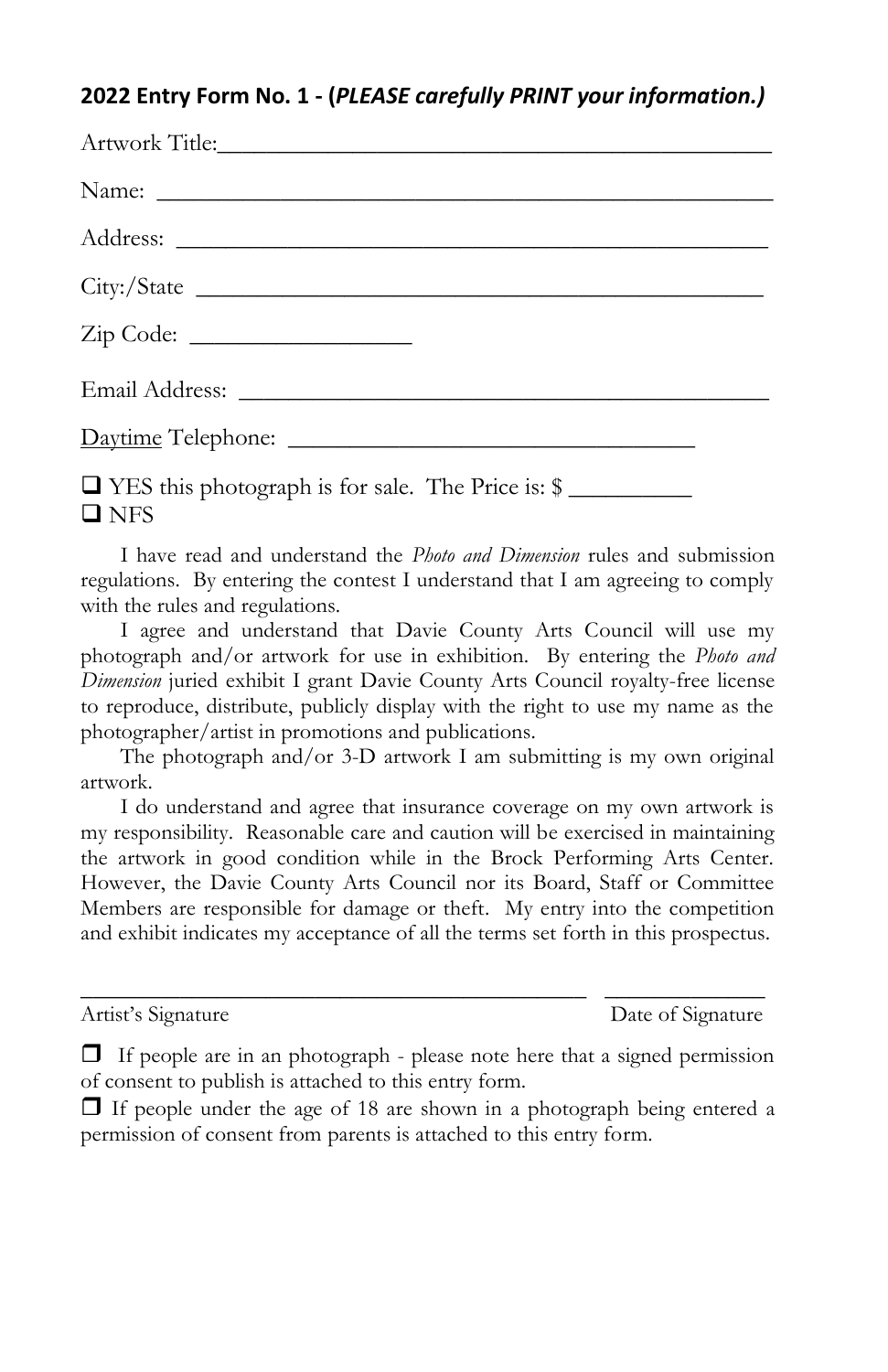## 2022 Entry Form No. 1 - (*PLEASE carefully PRINT your information.)*

Artwork Title:_______________________________________________

Name: _______________________________________________

Address: _______________________________________________

City:/State _______________________________________________

Zip Code: __________________

Email Address: _______________________________________________

Daytime Telephone: __________________________________

☐ YES this photograph is for sale. The Price is: $ __________

☐ NFS

I have read and understand the *Photo and Dimension* rules and submission regulations. By entering the contest I understand that I am agreeing to comply with the rules and regulations.

I agree and understand that Davie County Arts Council will use my photograph and/or artwork for use in exhibition. By entering the *Photo and Dimension* juried exhibit I grant Davie County Arts Council royalty-free license to reproduce, distribute, publicly display with the right to use my name as the photographer/artist in promotions and publications.

The photograph and/or 3-D artwork I am submitting is my own original artwork.

I do understand and agree that insurance coverage on my own artwork is my responsibility. Reasonable care and caution will be exercised in maintaining the artwork in good condition while in the Brock Performing Arts Center. However, the Davie County Arts Council nor its Board, Staff or Committee Members are responsible for damage or theft. My entry into the competition and exhibit indicates my acceptance of all the terms set forth in this prospectus.

_____________________________________________ ______________

Artist's Signature Date of Signature

☐ If people are in an photograph - please note here that a signed permission of consent to publish is attached to this entry form.

☐ If people under the age of 18 are shown in a photograph being entered a permission of consent from parents is attached to this entry form.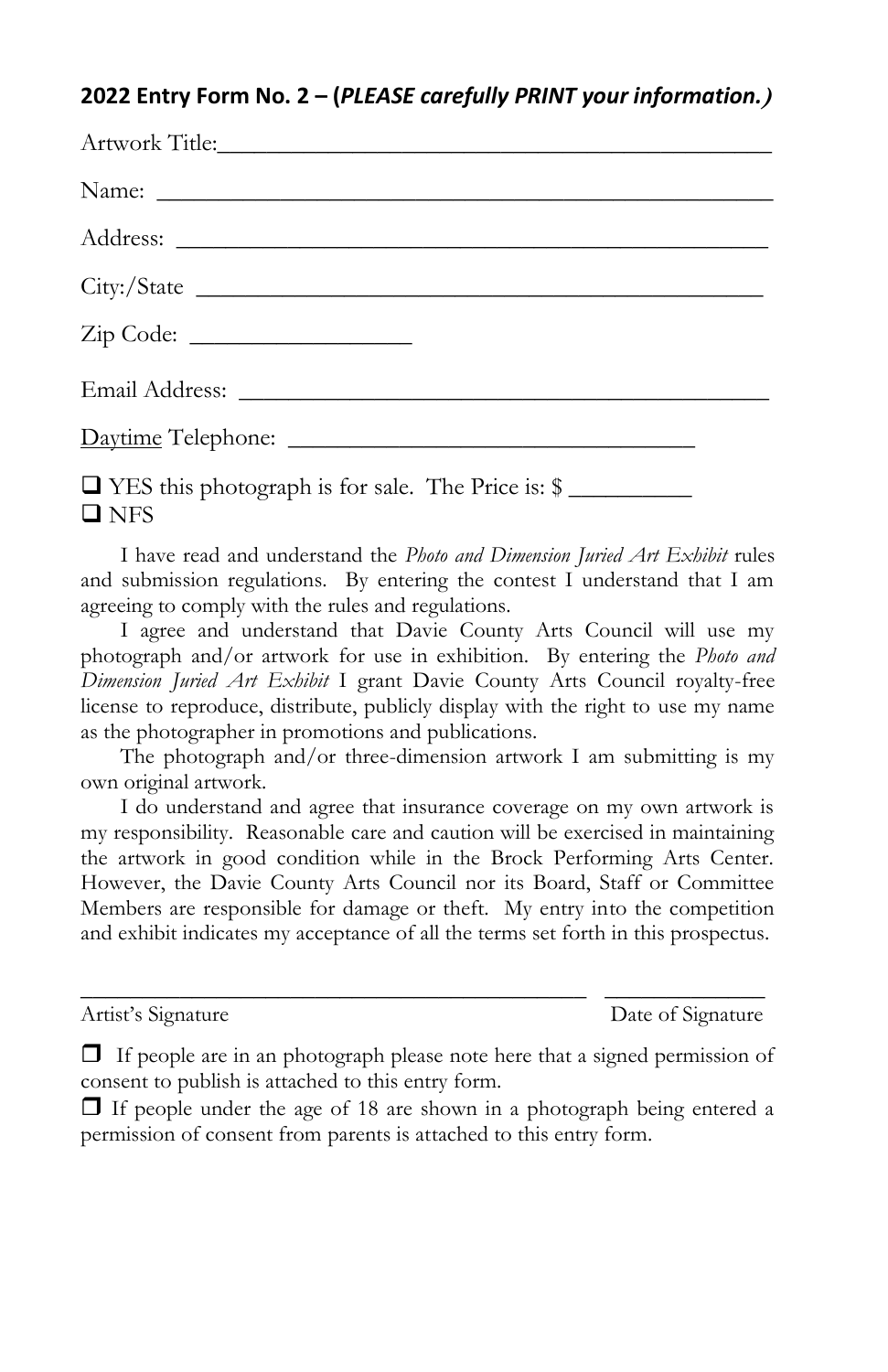**2022 Entry Form No. 2 – (*PLEASE carefully PRINT your information.)***

Artwork Title:_______________________________________________

Name: ______________________________________________________

Address: ____________________________________________________

City:/State __________________________________________________

Zip Code: __________________

Email Address: _______________________________________________

Daytime Telephone: __________________________________

❑ YES this photograph is for sale. The Price is: $ __________
❑ NFS

I have read and understand the *Photo and Dimension Juried Art Exhibit* rules and submission regulations. By entering the contest I understand that I am agreeing to comply with the rules and regulations.

I agree and understand that Davie County Arts Council will use my photograph and/or artwork for use in exhibition. By entering the *Photo and Dimension Juried Art Exhibit* I grant Davie County Arts Council royalty-free license to reproduce, distribute, publicly display with the right to use my name as the photographer in promotions and publications.

The photograph and/or three-dimension artwork I am submitting is my own original artwork.

I do understand and agree that insurance coverage on my own artwork is my responsibility. Reasonable care and caution will be exercised in maintaining the artwork in good condition while in the Brock Performing Arts Center. However, the Davie County Arts Council nor its Board, Staff or Committee Members are responsible for damage or theft. My entry into the competition and exhibit indicates my acceptance of all the terms set forth in this prospectus.

_____________________________________________ ______________
Artist's Signature Date of Signature

❑ If people are in an photograph please note here that a signed permission of consent to publish is attached to this entry form.

❑ If people under the age of 18 are shown in a photograph being entered a permission of consent from parents is attached to this entry form.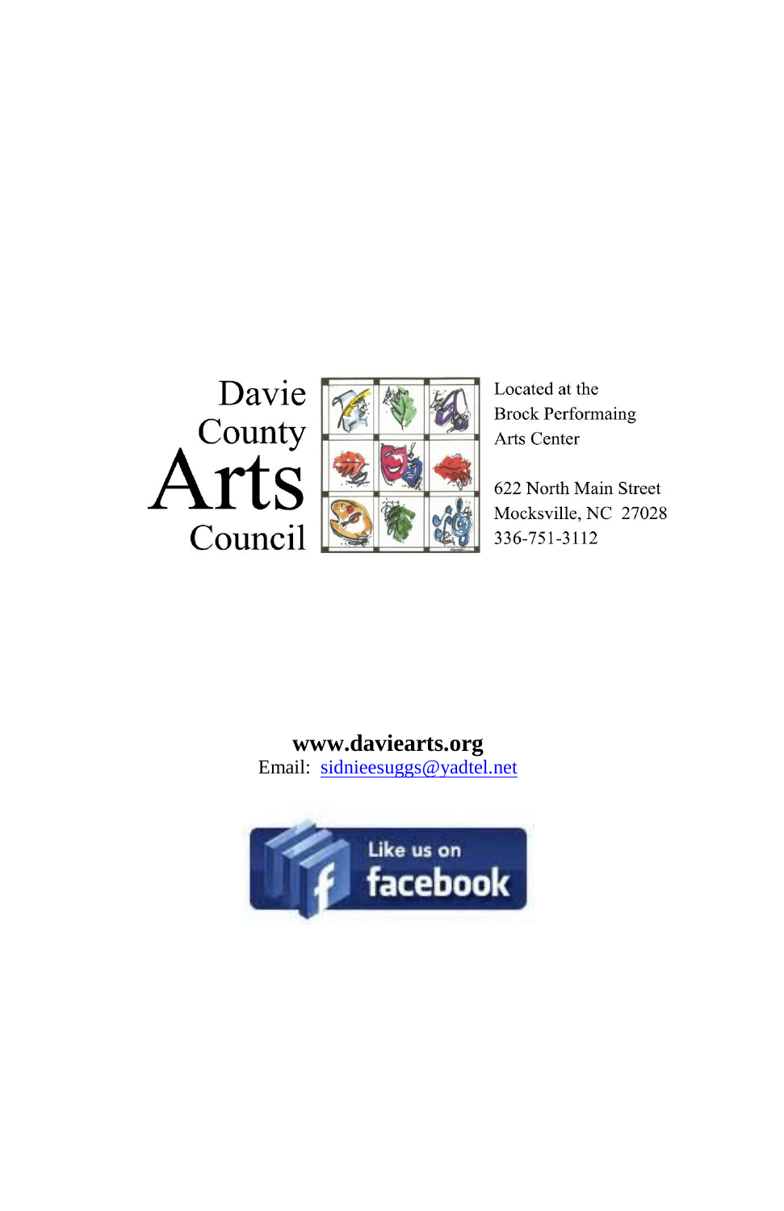Davie County Arts Council

Located at the
Brock Performaing
Arts Center

622 North Main Street
Mocksville, NC 27028
336-751-3112

**www.daviearts.org**
Email: sidnieesuggs@yadtel.net

Like us on facebook